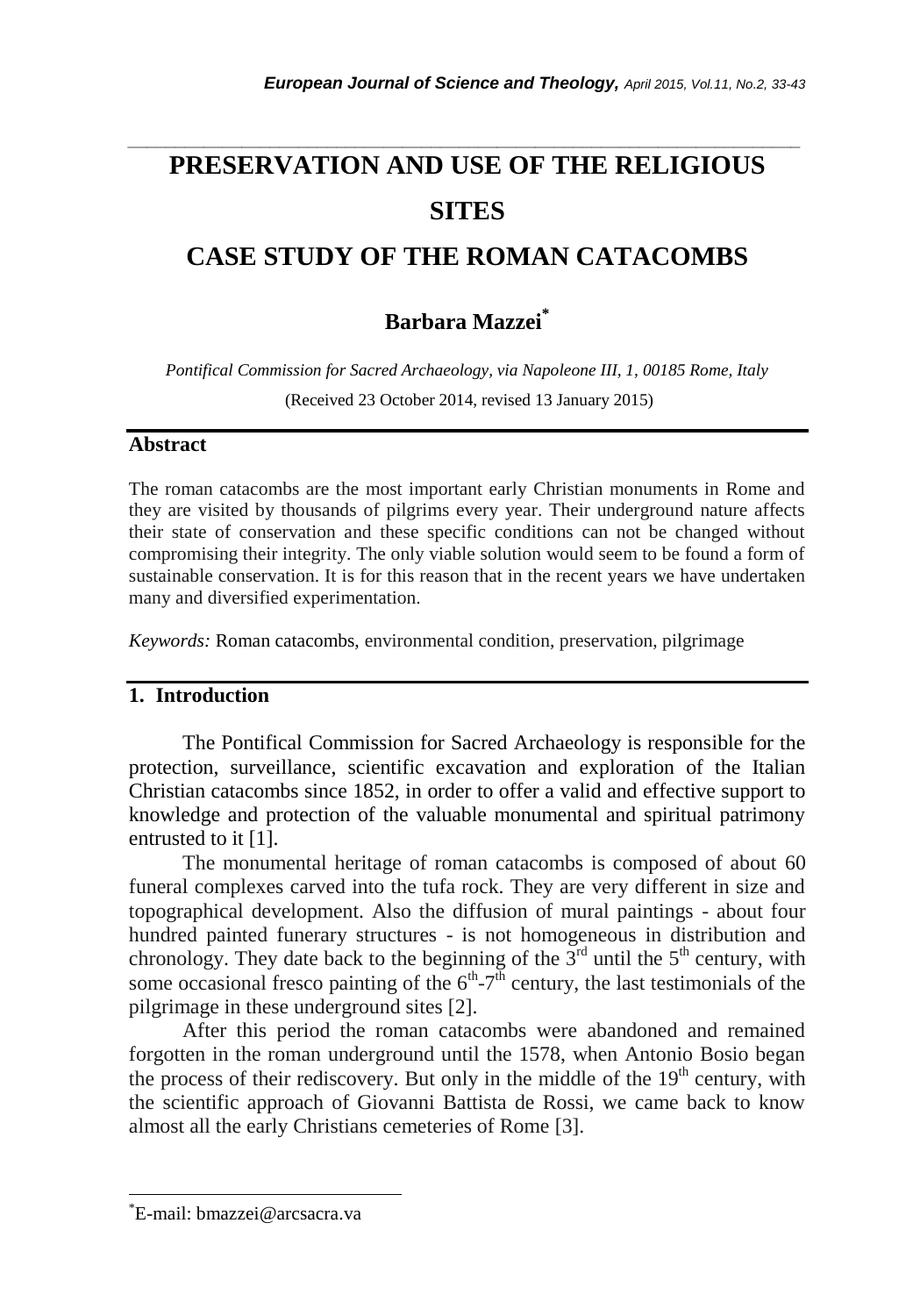# PRESERVATION AND USE OF THE RELIGIOUS SITES

## CASE STUDY OF THE ROMAN CATACOMBS

**Barbara Mazzei***

*Pontifical Commission for Sacred Archaeology, via Napoleone III, 1, 00185 Rome, Italy*

(Received 23 October 2014, revised 13 January 2015)

### Abstract

The roman catacombs are the most important early Christian monuments in Rome and they are visited by thousands of pilgrims every year. Their underground nature affects their state of conservation and these specific conditions can not be changed without compromising their integrity. The only viable solution would seem to be found a form of sustainable conservation. It is for this reason that in the recent years we have undertaken many and diversified experimentation.

*Keywords:* Roman catacombs, environmental condition, preservation, pilgrimage

## 1. Introduction

The Pontifical Commission for Sacred Archaeology is responsible for the protection, surveillance, scientific excavation and exploration of the Italian Christian catacombs since 1852, in order to offer a valid and effective support to knowledge and protection of the valuable monumental and spiritual patrimony entrusted to it [1].

The monumental heritage of roman catacombs is composed of about 60 funeral complexes carved into the tufa rock. They are very different in size and topographical development. Also the diffusion of mural paintings - about four hundred painted funerary structures - is not homogeneous in distribution and chronology. They date back to the beginning of the 3rd until the 5th century, with some occasional fresco painting of the 6th-7th century, the last testimonials of the pilgrimage in these underground sites [2].

After this period the roman catacombs were abandoned and remained forgotten in the roman underground until the 1578, when Antonio Bosio began the process of their rediscovery. But only in the middle of the 19th century, with the scientific approach of Giovanni Battista de Rossi, we came back to know almost all the early Christians cemeteries of Rome [3].

---

*E-mail: bmazzei@arcsacra.va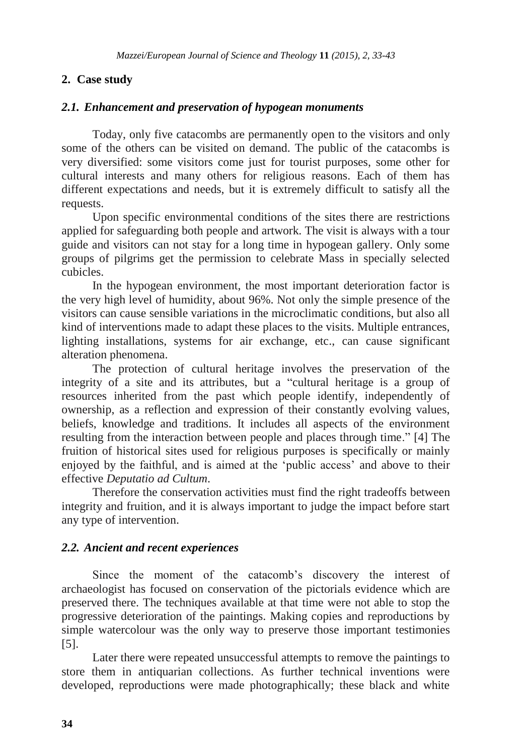## 2. Case study

### *2.1. Enhancement and preservation of hypogean monuments*

Today, only five catacombs are permanently open to the visitors and only some of the others can be visited on demand. The public of the catacombs is very diversified: some visitors come just for tourist purposes, some other for cultural interests and many others for religious reasons. Each of them has different expectations and needs, but it is extremely difficult to satisfy all the requests.

Upon specific environmental conditions of the sites there are restrictions applied for safeguarding both people and artwork. The visit is always with a tour guide and visitors can not stay for a long time in hypogean gallery. Only some groups of pilgrims get the permission to celebrate Mass in specially selected cubicles.

In the hypogean environment, the most important deterioration factor is the very high level of humidity, about 96%. Not only the simple presence of the visitors can cause sensible variations in the microclimatic conditions, but also all kind of interventions made to adapt these places to the visits. Multiple entrances, lighting installations, systems for air exchange, etc., can cause significant alteration phenomena.

The protection of cultural heritage involves the preservation of the integrity of a site and its attributes, but a "cultural heritage is a group of resources inherited from the past which people identify, independently of ownership, as a reflection and expression of their constantly evolving values, beliefs, knowledge and traditions. It includes all aspects of the environment resulting from the interaction between people and places through time." [4] The fruition of historical sites used for religious purposes is specifically or mainly enjoyed by the faithful, and is aimed at the 'public access' and above to their effective *Deputatio ad Cultum*.

Therefore the conservation activities must find the right tradeoffs between integrity and fruition, and it is always important to judge the impact before start any type of intervention.

### *2.2. Ancient and recent experiences*

Since the moment of the catacomb's discovery the interest of archaeologist has focused on conservation of the pictorials evidence which are preserved there. The techniques available at that time were not able to stop the progressive deterioration of the paintings. Making copies and reproductions by simple watercolour was the only way to preserve those important testimonies [5].

Later there were repeated unsuccessful attempts to remove the paintings to store them in antiquarian collections. As further technical inventions were developed, reproductions were made photographically; these black and white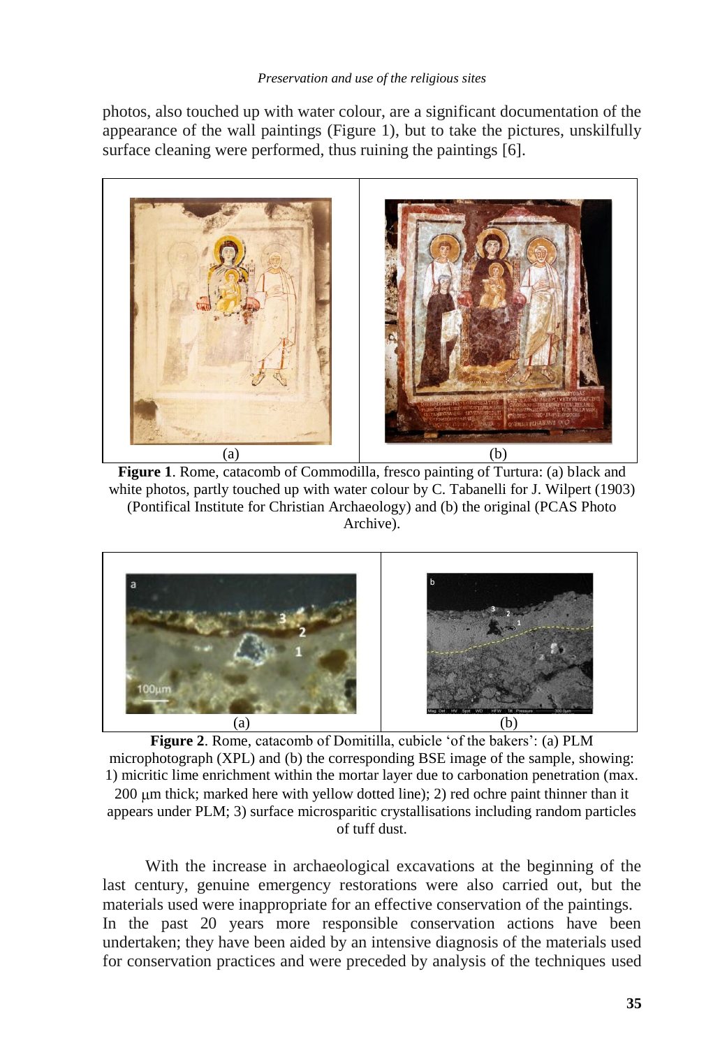photos, also touched up with water colour, are a significant documentation of the appearance of the wall paintings (Figure 1), but to take the pictures, unskilfully surface cleaning were performed, thus ruining the paintings [6].

(a) (b)

**Figure 1**. Rome, catacomb of Commodilla, fresco painting of Turtura: (a) black and white photos, partly touched up with water colour by C. Tabanelli for J. Wilpert (1903) (Pontifical Institute for Christian Archaeology) and (b) the original (PCAS Photo Archive).

(a) (b)

**Figure 2**. Rome, catacomb of Domitilla, cubicle 'of the bakers': (a) PLM microphotograph (XPL) and (b) the corresponding BSE image of the sample, showing: 1) micritic lime enrichment within the mortar layer due to carbonation penetration (max. 200 μm thick; marked here with yellow dotted line); 2) red ochre paint thinner than it appears under PLM; 3) surface microsparitic crystallisations including random particles of tuff dust.

With the increase in archaeological excavations at the beginning of the last century, genuine emergency restorations were also carried out, but the materials used were inappropriate for an effective conservation of the paintings. In the past 20 years more responsible conservation actions have been undertaken; they have been aided by an intensive diagnosis of the materials used for conservation practices and were preceded by analysis of the techniques used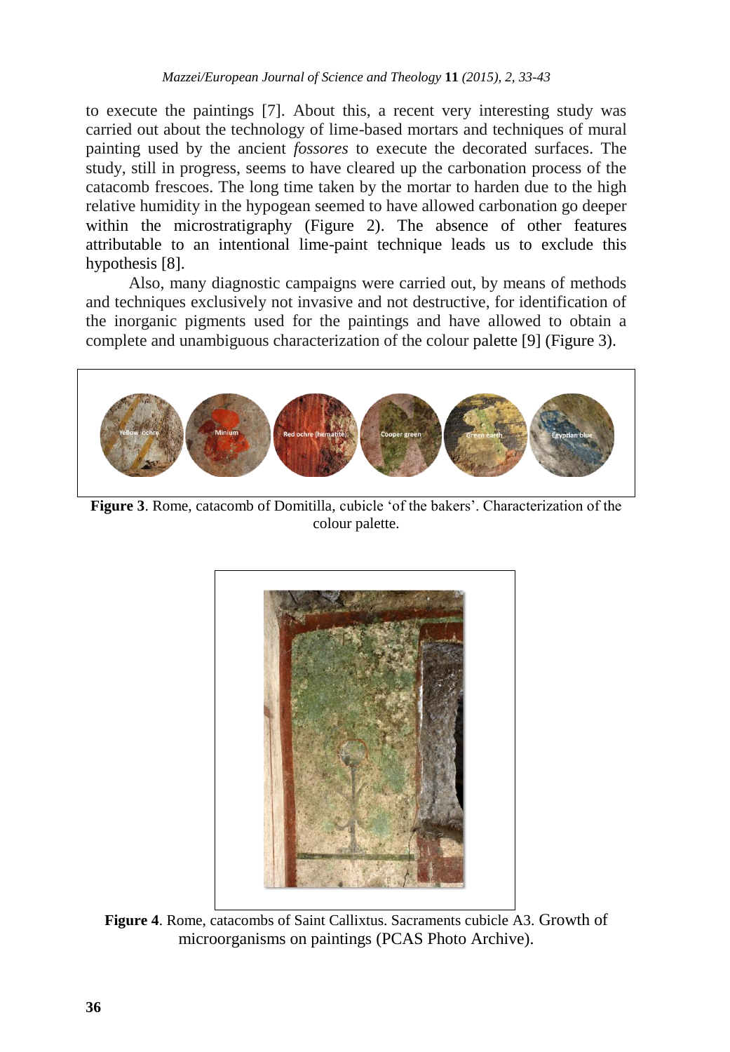to execute the paintings [7]. About this, a recent very interesting study was carried out about the technology of lime-based mortars and techniques of mural painting used by the ancient *fossores* to execute the decorated surfaces. The study, still in progress, seems to have cleared up the carbonation process of the catacomb frescoes. The long time taken by the mortar to harden due to the high relative humidity in the hypogean seemed to have allowed carbonation go deeper within the microstratigraphy (Figure 2). The absence of other features attributable to an intentional lime-paint technique leads us to exclude this hypothesis [8].

Also, many diagnostic campaigns were carried out, by means of methods and techniques exclusively not invasive and not destructive, for identification of the inorganic pigments used for the paintings and have allowed to obtain a complete and unambiguous characterization of the colour palette [9] (Figure 3).

**Figure 3**. Rome, catacomb of Domitilla, cubicle 'of the bakers'. Characterization of the colour palette.

**Figure 4**. Rome, catacombs of Saint Callixtus. Sacraments cubicle A3. Growth of microorganisms on paintings (PCAS Photo Archive).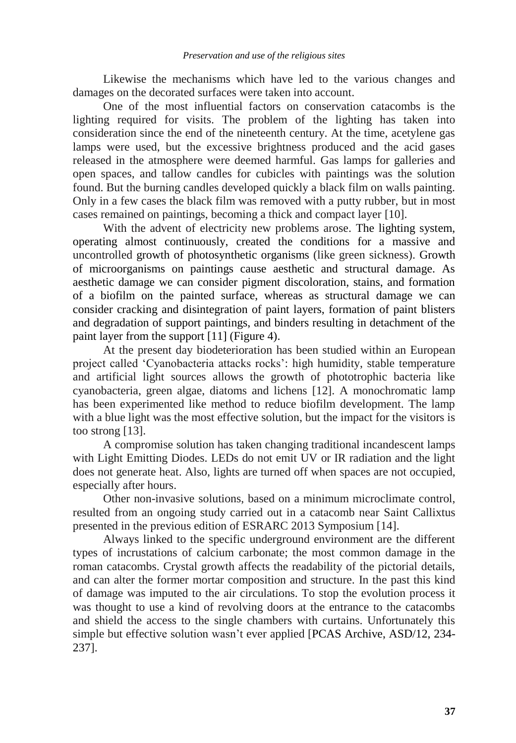Likewise the mechanisms which have led to the various changes and damages on the decorated surfaces were taken into account.

One of the most influential factors on conservation catacombs is the lighting required for visits. The problem of the lighting has taken into consideration since the end of the nineteenth century. At the time, acetylene gas lamps were used, but the excessive brightness produced and the acid gases released in the atmosphere were deemed harmful. Gas lamps for galleries and open spaces, and tallow candles for cubicles with paintings was the solution found. But the burning candles developed quickly a black film on walls painting. Only in a few cases the black film was removed with a putty rubber, but in most cases remained on paintings, becoming a thick and compact layer [10].

With the advent of electricity new problems arose. The lighting system, operating almost continuously, created the conditions for a massive and uncontrolled growth of photosynthetic organisms (like green sickness). Growth of microorganisms on paintings cause aesthetic and structural damage. As aesthetic damage we can consider pigment discoloration, stains, and formation of a biofilm on the painted surface, whereas as structural damage we can consider cracking and disintegration of paint layers, formation of paint blisters and degradation of support paintings, and binders resulting in detachment of the paint layer from the support [11] (Figure 4).

At the present day biodeterioration has been studied within an European project called 'Cyanobacteria attacks rocks': high humidity, stable temperature and artificial light sources allows the growth of phototrophic bacteria like cyanobacteria, green algae, diatoms and lichens [12]. A monochromatic lamp has been experimented like method to reduce biofilm development. The lamp with a blue light was the most effective solution, but the impact for the visitors is too strong [13].

A compromise solution has taken changing traditional incandescent lamps with Light Emitting Diodes. LEDs do not emit UV or IR radiation and the light does not generate heat. Also, lights are turned off when spaces are not occupied, especially after hours.

Other non-invasive solutions, based on a minimum microclimate control, resulted from an ongoing study carried out in a catacomb near Saint Callixtus presented in the previous edition of ESRARC 2013 Symposium [14].

Always linked to the specific underground environment are the different types of incrustations of calcium carbonate; the most common damage in the roman catacombs. Crystal growth affects the readability of the pictorial details, and can alter the former mortar composition and structure. In the past this kind of damage was imputed to the air circulations. To stop the evolution process it was thought to use a kind of revolving doors at the entrance to the catacombs and shield the access to the single chambers with curtains. Unfortunately this simple but effective solution wasn't ever applied [PCAS Archive, ASD/12, 234-237].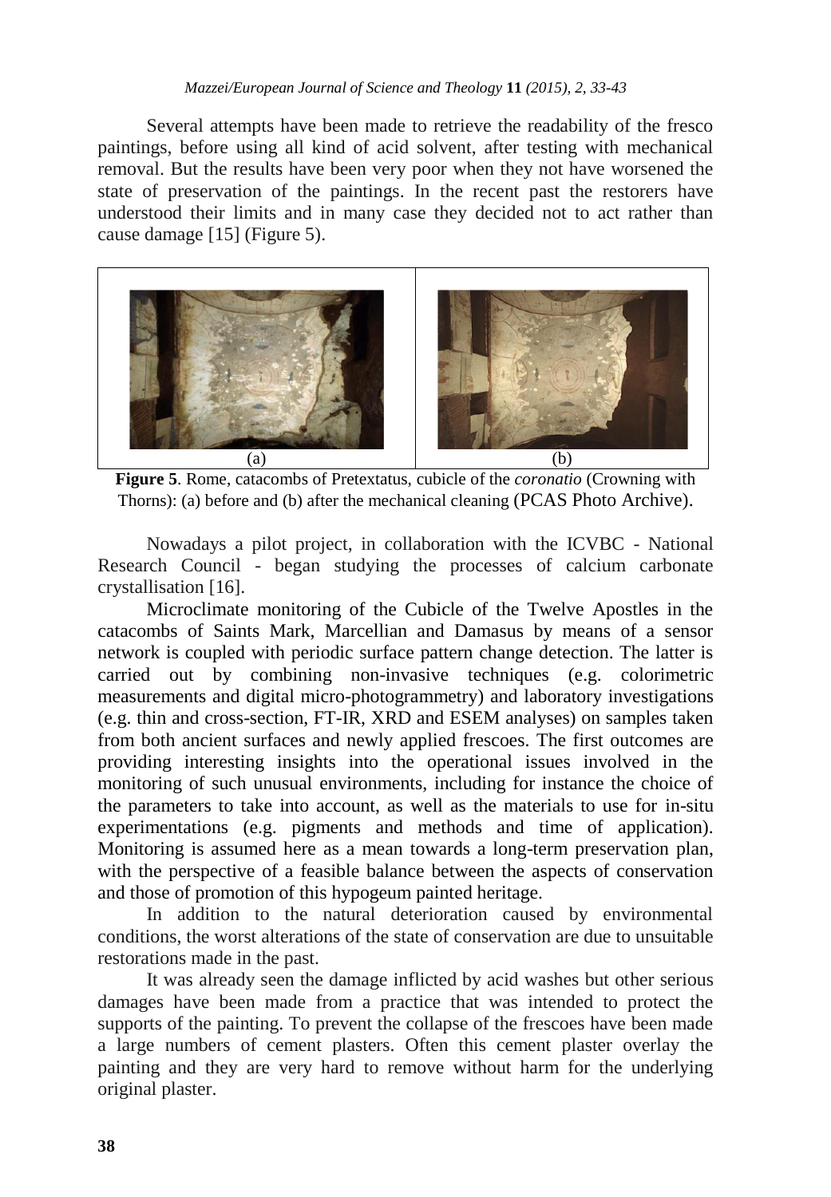Several attempts have been made to retrieve the readability of the fresco paintings, before using all kind of acid solvent, after testing with mechanical removal. But the results have been very poor when they not have worsened the state of preservation of the paintings. In the recent past the restorers have understood their limits and in many case they decided not to act rather than cause damage [15] (Figure 5).

(a) (b)

**Figure 5**. Rome, catacombs of Pretextatus, cubicle of the *coronatio* (Crowning with Thorns): (a) before and (b) after the mechanical cleaning (PCAS Photo Archive).

Nowadays a pilot project, in collaboration with the ICVBC - National Research Council - began studying the processes of calcium carbonate crystallisation [16].

Microclimate monitoring of the Cubicle of the Twelve Apostles in the catacombs of Saints Mark, Marcellian and Damasus by means of a sensor network is coupled with periodic surface pattern change detection. The latter is carried out by combining non-invasive techniques (e.g. colorimetric measurements and digital micro-photogrammetry) and laboratory investigations (e.g. thin and cross-section, FT-IR, XRD and ESEM analyses) on samples taken from both ancient surfaces and newly applied frescoes. The first outcomes are providing interesting insights into the operational issues involved in the monitoring of such unusual environments, including for instance the choice of the parameters to take into account, as well as the materials to use for in-situ experimentations (e.g. pigments and methods and time of application). Monitoring is assumed here as a mean towards a long-term preservation plan, with the perspective of a feasible balance between the aspects of conservation and those of promotion of this hypogeum painted heritage.

In addition to the natural deterioration caused by environmental conditions, the worst alterations of the state of conservation are due to unsuitable restorations made in the past.

It was already seen the damage inflicted by acid washes but other serious damages have been made from a practice that was intended to protect the supports of the painting. To prevent the collapse of the frescoes have been made a large numbers of cement plasters. Often this cement plaster overlay the painting and they are very hard to remove without harm for the underlying original plaster.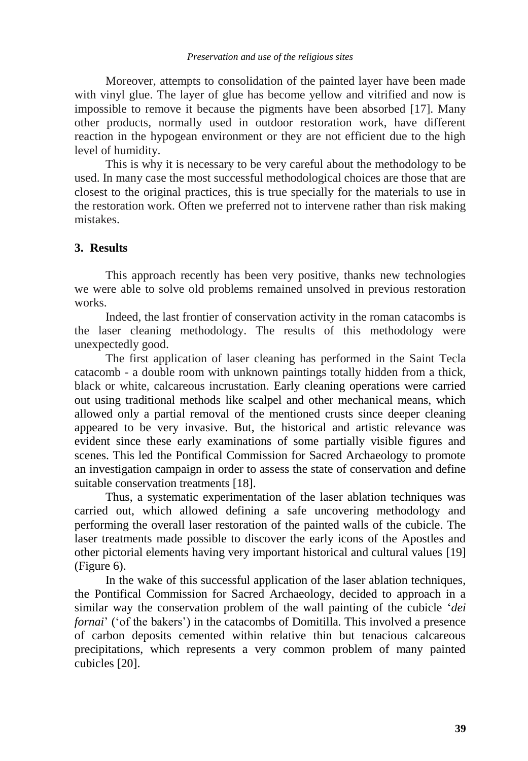Moreover, attempts to consolidation of the painted layer have been made with vinyl glue. The layer of glue has become yellow and vitrified and now is impossible to remove it because the pigments have been absorbed [17]. Many other products, normally used in outdoor restoration work, have different reaction in the hypogean environment or they are not efficient due to the high level of humidity.

This is why it is necessary to be very careful about the methodology to be used. In many case the most successful methodological choices are those that are closest to the original practices, this is true specially for the materials to use in the restoration work. Often we preferred not to intervene rather than risk making mistakes.

## 3. Results

This approach recently has been very positive, thanks new technologies we were able to solve old problems remained unsolved in previous restoration works.

Indeed, the last frontier of conservation activity in the roman catacombs is the laser cleaning methodology. The results of this methodology were unexpectedly good.

The first application of laser cleaning has performed in the Saint Tecla catacomb - a double room with unknown paintings totally hidden from a thick, black or white, calcareous incrustation. Early cleaning operations were carried out using traditional methods like scalpel and other mechanical means, which allowed only a partial removal of the mentioned crusts since deeper cleaning appeared to be very invasive. But, the historical and artistic relevance was evident since these early examinations of some partially visible figures and scenes. This led the Pontifical Commission for Sacred Archaeology to promote an investigation campaign in order to assess the state of conservation and define suitable conservation treatments [18].

Thus, a systematic experimentation of the laser ablation techniques was carried out, which allowed defining a safe uncovering methodology and performing the overall laser restoration of the painted walls of the cubicle. The laser treatments made possible to discover the early icons of the Apostles and other pictorial elements having very important historical and cultural values [19] (Figure 6).

In the wake of this successful application of the laser ablation techniques, the Pontifical Commission for Sacred Archaeology, decided to approach in a similar way the conservation problem of the wall painting of the cubicle '*dei fornai*' ('of the bakers') in the catacombs of Domitilla. This involved a presence of carbon deposits cemented within relative thin but tenacious calcareous precipitations, which represents a very common problem of many painted cubicles [20].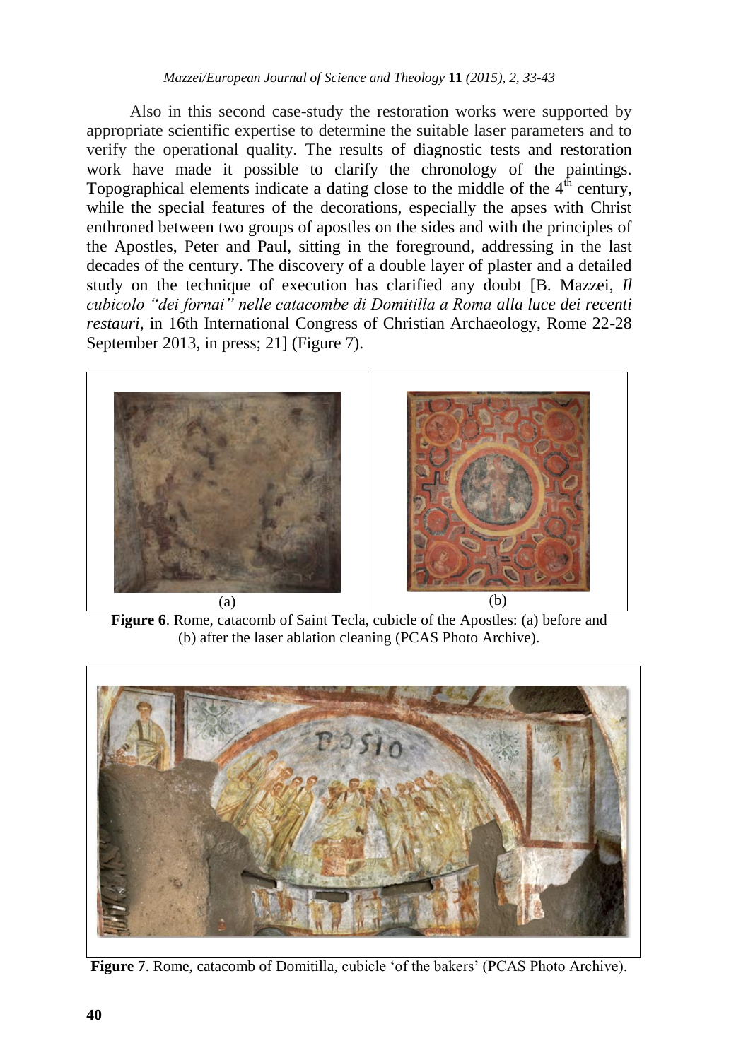Also in this second case-study the restoration works were supported by appropriate scientific expertise to determine the suitable laser parameters and to verify the operational quality. The results of diagnostic tests and restoration work have made it possible to clarify the chronology of the paintings. Topographical elements indicate a dating close to the middle of the 4th century, while the special features of the decorations, especially the apses with Christ enthroned between two groups of apostles on the sides and with the principles of the Apostles, Peter and Paul, sitting in the foreground, addressing in the last decades of the century. The discovery of a double layer of plaster and a detailed study on the technique of execution has clarified any doubt [B. Mazzei, *Il cubicolo "dei fornai" nelle catacombe di Domitilla a Roma alla luce dei recenti restauri*, in 16th International Congress of Christian Archaeology, Rome 22-28 September 2013, in press; 21] (Figure 7).

**Figure 6**. Rome, catacomb of Saint Tecla, cubicle of the Apostles: (a) before and (b) after the laser ablation cleaning (PCAS Photo Archive).

**Figure 7**. Rome, catacomb of Domitilla, cubicle 'of the bakers' (PCAS Photo Archive).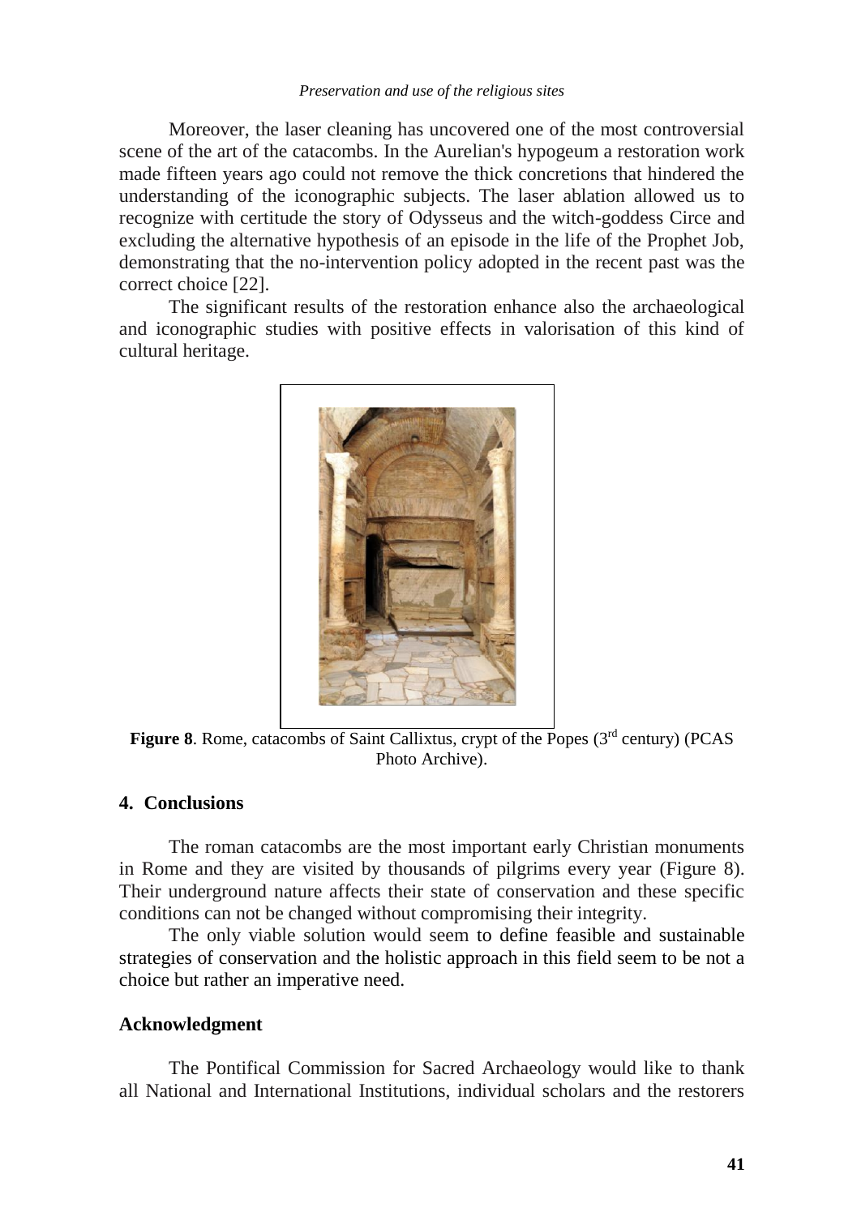Moreover, the laser cleaning has uncovered one of the most controversial scene of the art of the catacombs. In the Aurelian's hypogeum a restoration work made fifteen years ago could not remove the thick concretions that hindered the understanding of the iconographic subjects. The laser ablation allowed us to recognize with certitude the story of Odysseus and the witch-goddess Circe and excluding the alternative hypothesis of an episode in the life of the Prophet Job, demonstrating that the no-intervention policy adopted in the recent past was the correct choice [22].

The significant results of the restoration enhance also the archaeological and iconographic studies with positive effects in valorisation of this kind of cultural heritage.

**Figure 8**. Rome, catacombs of Saint Callixtus, crypt of the Popes (3rd century) (PCAS Photo Archive).

## 4. Conclusions

The roman catacombs are the most important early Christian monuments in Rome and they are visited by thousands of pilgrims every year (Figure 8). Their underground nature affects their state of conservation and these specific conditions can not be changed without compromising their integrity.

The only viable solution would seem to define feasible and sustainable strategies of conservation and the holistic approach in this field seem to be not a choice but rather an imperative need.

## Acknowledgment

The Pontifical Commission for Sacred Archaeology would like to thank all National and International Institutions, individual scholars and the restorers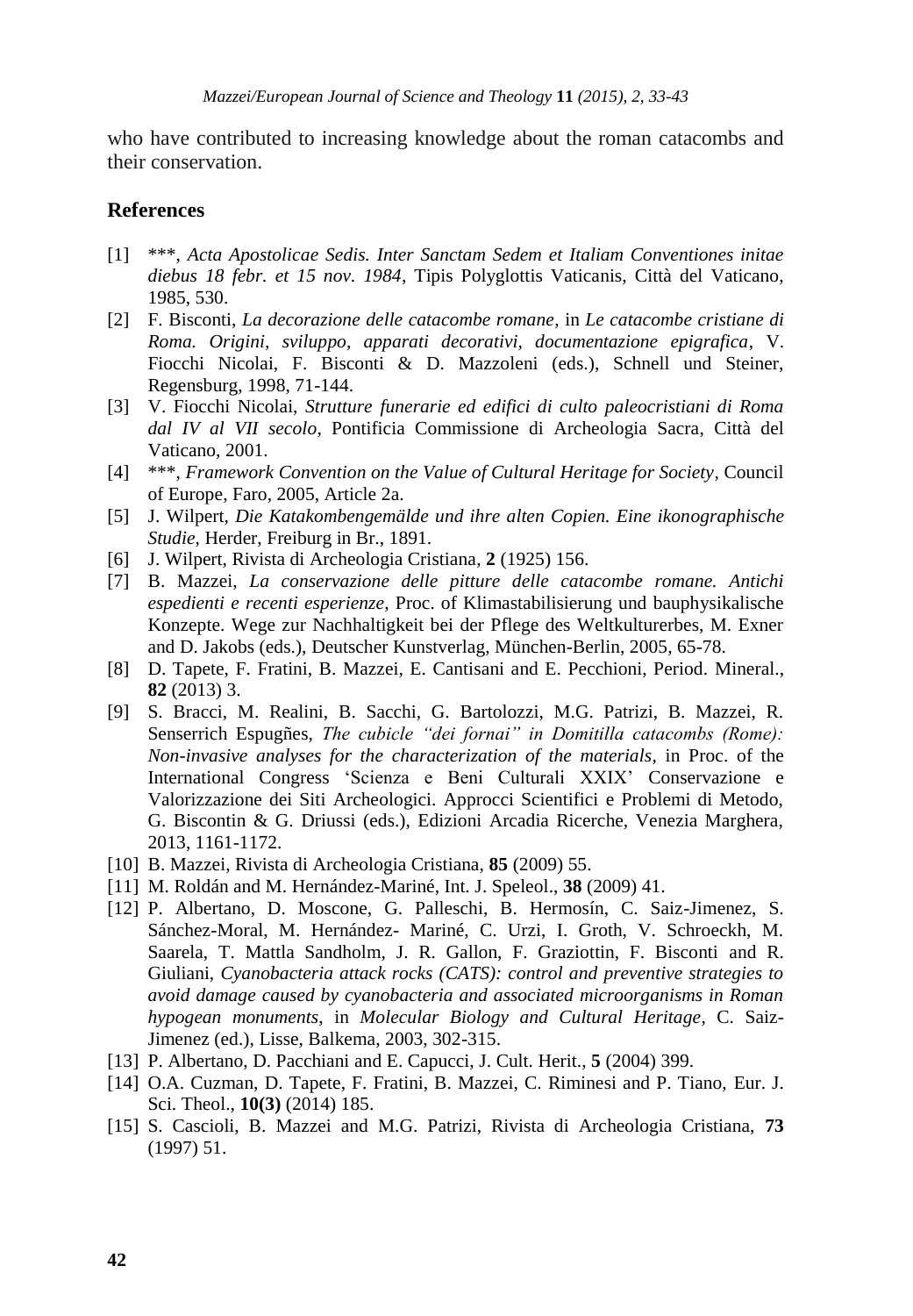who have contributed to increasing knowledge about the roman catacombs and their conservation.

## References

[1] ***, *Acta Apostolicae Sedis. Inter Sanctam Sedem et Italiam Conventiones initae diebus 18 febr. et 15 nov. 1984*, Tipis Polyglottis Vaticanis, Città del Vaticano, 1985, 530.

[2] F. Bisconti, *La decorazione delle catacombe romane*, in *Le catacombe cristiane di Roma. Origini, sviluppo, apparati decorativi, documentazione epigrafica*, V. Fiocchi Nicolai, F. Bisconti & D. Mazzoleni (eds.), Schnell und Steiner, Regensburg, 1998, 71-144.

[3] V. Fiocchi Nicolai, *Strutture funerarie ed edifici di culto paleocristiani di Roma dal IV al VII secolo*, Pontificia Commissione di Archeologia Sacra, Città del Vaticano, 2001.

[4] ***, *Framework Convention on the Value of Cultural Heritage for Society*, Council of Europe, Faro, 2005, Article 2a.

[5] J. Wilpert, *Die Katakombengemälde und ihre alten Copien. Eine ikonographische Studie*, Herder, Freiburg in Br., 1891.

[6] J. Wilpert, Rivista di Archeologia Cristiana, **2** (1925) 156.

[7] B. Mazzei, *La conservazione delle pitture delle catacombe romane. Antichi espedienti e recenti esperienze*, Proc. of Klimastabilisierung und bauphysikalische Konzepte. Wege zur Nachhaltigkeit bei der Pflege des Weltkulturerbes, M. Exner and D. Jakobs (eds.), Deutscher Kunstverlag, München-Berlin, 2005, 65-78.

[8] D. Tapete, F. Fratini, B. Mazzei, E. Cantisani and E. Pecchioni, Period. Mineral., **82** (2013) 3.

[9] S. Bracci, M. Realini, B. Sacchi, G. Bartolozzi, M.G. Patrizi, B. Mazzei, R. Senserrich Espugñes, *The cubicle "dei fornai" in Domitilla catacombs (Rome): Non-invasive analyses for the characterization of the materials*, in Proc. of the International Congress 'Scienza e Beni Culturali XXIX' Conservazione e Valorizzazione dei Siti Archeologici. Approcci Scientifici e Problemi di Metodo, G. Biscontin & G. Driussi (eds.), Edizioni Arcadia Ricerche, Venezia Marghera, 2013, 1161-1172.

[10] B. Mazzei, Rivista di Archeologia Cristiana, **85** (2009) 55.

[11] M. Roldán and M. Hernández-Mariné, Int. J. Speleol., **38** (2009) 41.

[12] P. Albertano, D. Moscone, G. Palleschi, B. Hermosín, C. Saiz-Jimenez, S. Sánchez-Moral, M. Hernández- Mariné, C. Urzi, I. Groth, V. Schroeckh, M. Saarela, T. Mattla Sandholm, J. R. Gallon, F. Graziottin, F. Bisconti and R. Giuliani, *Cyanobacteria attack rocks (CATS): control and preventive strategies to avoid damage caused by cyanobacteria and associated microorganisms in Roman hypogean monuments*, in *Molecular Biology and Cultural Heritage*, C. Saiz-Jimenez (ed.), Lisse, Balkema, 2003, 302-315.

[13] P. Albertano, D. Pacchiani and E. Capucci, J. Cult. Herit., **5** (2004) 399.

[14] O.A. Cuzman, D. Tapete, F. Fratini, B. Mazzei, C. Riminesi and P. Tiano, Eur. J. Sci. Theol., **10(3)** (2014) 185.

[15] S. Cascioli, B. Mazzei and M.G. Patrizi, Rivista di Archeologia Cristiana, **73** (1997) 51.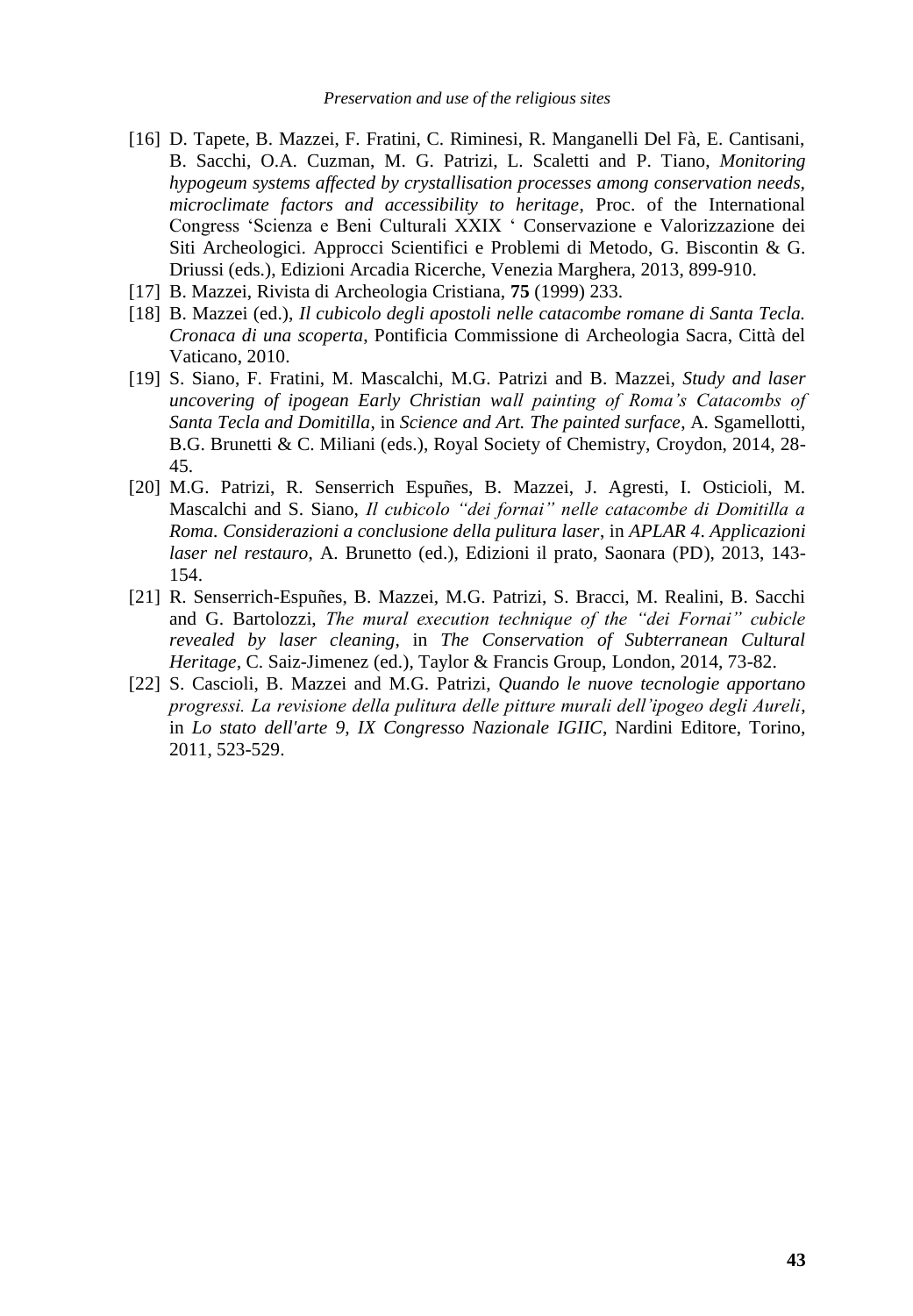[16] D. Tapete, B. Mazzei, F. Fratini, C. Riminesi, R. Manganelli Del Fà, E. Cantisani, B. Sacchi, O.A. Cuzman, M. G. Patrizi, L. Scaletti and P. Tiano, *Monitoring hypogeum systems affected by crystallisation processes among conservation needs, microclimate factors and accessibility to heritage*, Proc. of the International Congress 'Scienza e Beni Culturali XXIX ' Conservazione e Valorizzazione dei Siti Archeologici. Approcci Scientifici e Problemi di Metodo, G. Biscontin & G. Driussi (eds.), Edizioni Arcadia Ricerche, Venezia Marghera, 2013, 899-910.

[17] B. Mazzei, Rivista di Archeologia Cristiana, **75** (1999) 233.

[18] B. Mazzei (ed.), *Il cubicolo degli apostoli nelle catacombe romane di Santa Tecla. Cronaca di una scoperta*, Pontificia Commissione di Archeologia Sacra, Città del Vaticano, 2010.

[19] S. Siano, F. Fratini, M. Mascalchi, M.G. Patrizi and B. Mazzei, *Study and laser uncovering of ipogean Early Christian wall painting of Roma's Catacombs of Santa Tecla and Domitilla*, in *Science and Art. The painted surface*, A. Sgamellotti, B.G. Brunetti & C. Miliani (eds.), Royal Society of Chemistry, Croydon, 2014, 28-45.

[20] M.G. Patrizi, R. Senserrich Espuñes, B. Mazzei, J. Agresti, I. Osticioli, M. Mascalchi and S. Siano, *Il cubicolo "dei fornai" nelle catacombe di Domitilla a Roma. Considerazioni a conclusione della pulitura laser*, in *APLAR 4. Applicazioni laser nel restauro*, A. Brunetto (ed.), Edizioni il prato, Saonara (PD), 2013, 143-154.

[21] R. Senserrich-Espuñes, B. Mazzei, M.G. Patrizi, S. Bracci, M. Realini, B. Sacchi and G. Bartolozzi, *The mural execution technique of the "dei Fornai" cubicle revealed by laser cleaning*, in *The Conservation of Subterranean Cultural Heritage*, C. Saiz-Jimenez (ed.), Taylor & Francis Group, London, 2014, 73-82.

[22] S. Cascioli, B. Mazzei and M.G. Patrizi, *Quando le nuove tecnologie apportano progressi. La revisione della pulitura delle pitture murali dell'ipogeo degli Aureli*, in *Lo stato dell'arte 9, IX Congresso Nazionale IGIIC*, Nardini Editore, Torino, 2011, 523-529.